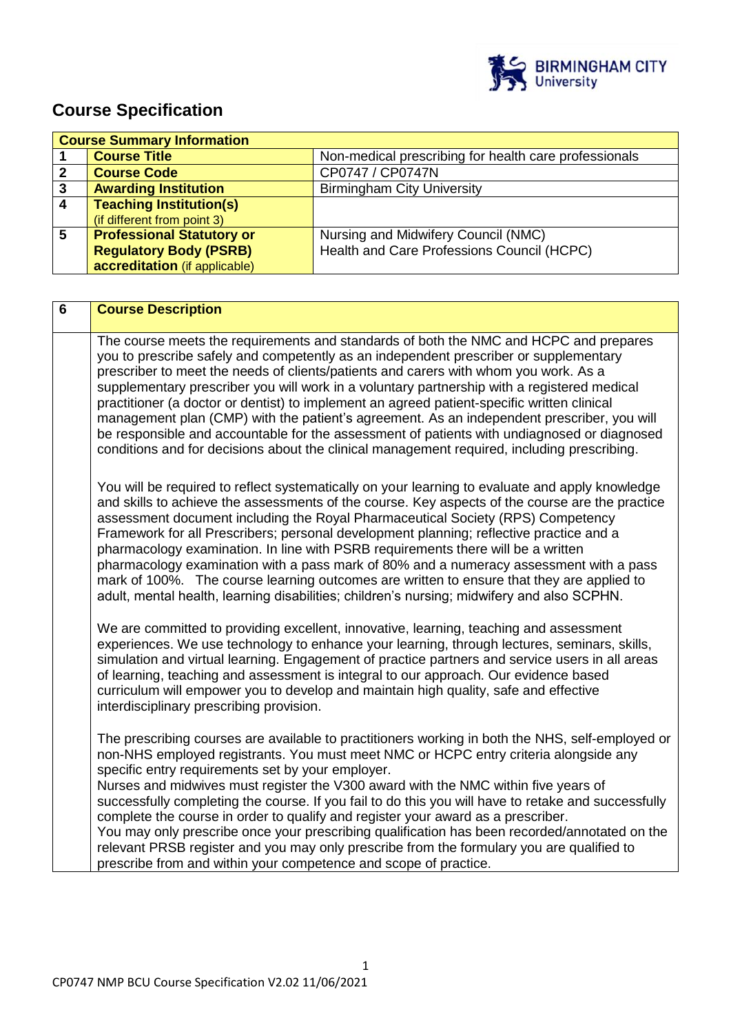# Course Specification

| Course Summary Information | | |
|---|---|---|
| 1 | **Course Title** | Non-medical prescribing for health care professionals |
| 2 | **Course Code** | CP0747 / CP0747N |
| 3 | **Awarding Institution** | Birmingham City University |
| 4 | **Teaching Institution(s)** (if different from point 3) | |
| 5 | **Professional Statutory or Regulatory Body (PSRB) accreditation** (if applicable) | Nursing and Midwifery Council (NMC)<br>Health and Care Professions Council (HCPC) |

| 6 | **Course Description** |
|---|---|
| | The course meets the requirements and standards of both the NMC and HCPC and prepares you to prescribe safely and competently as an independent prescriber or supplementary prescriber to meet the needs of clients/patients and carers with whom you work. As a supplementary prescriber you will work in a voluntary partnership with a registered medical practitioner (a doctor or dentist) to implement an agreed patient-specific written clinical management plan (CMP) with the patient's agreement. As an independent prescriber, you will be responsible and accountable for the assessment of patients with undiagnosed or diagnosed conditions and for decisions about the clinical management required, including prescribing.<br><br>You will be required to reflect systematically on your learning to evaluate and apply knowledge and skills to achieve the assessments of the course. Key aspects of the course are the practice assessment document including the Royal Pharmaceutical Society (RPS) Competency Framework for all Prescribers; personal development planning; reflective practice and a pharmacology examination. In line with PSRB requirements there will be a written pharmacology examination with a pass mark of 80% and a numeracy assessment with a pass mark of 100%. The course learning outcomes are written to ensure that they are applied to adult, mental health, learning disabilities; children's nursing; midwifery and also SCPHN.<br><br>We are committed to providing excellent, innovative, learning, teaching and assessment experiences. We use technology to enhance your learning, through lectures, seminars, skills, simulation and virtual learning. Engagement of practice partners and service users in all areas of learning, teaching and assessment is integral to our approach. Our evidence based curriculum will empower you to develop and maintain high quality, safe and effective interdisciplinary prescribing provision.<br><br>The prescribing courses are available to practitioners working in both the NHS, self-employed or non-NHS employed registrants. You must meet NMC or HCPC entry criteria alongside any specific entry requirements set by your employer.<br>Nurses and midwives must register the V300 award with the NMC within five years of successfully completing the course. If you fail to do this you will have to retake and successfully complete the course in order to qualify and register your award as a prescriber.<br>You may only prescribe once your prescribing qualification has been recorded/annotated on the relevant PRSB register and you may only prescribe from the formulary you are qualified to prescribe from and within your competence and scope of practice. |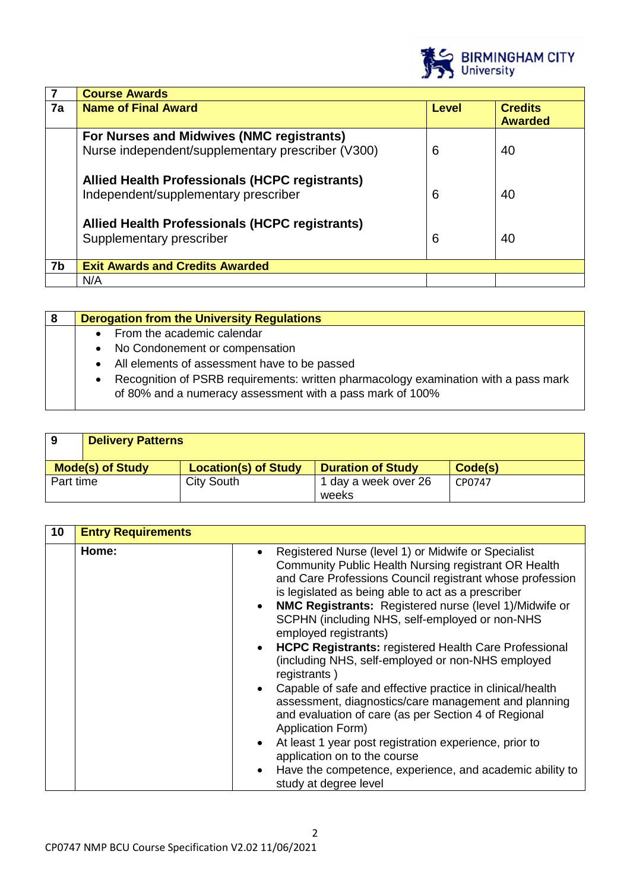| 7 | Course Awards | | |
|---|---|---|---|
| 7a | **Name of Final Award** | **Level** | **Credits Awarded** |
| | **For Nurses and Midwives (NMC registrants)**<br>Nurse independent/supplementary prescriber (V300) | 6 | 40 |
| | **Allied Health Professionals (HCPC registrants)**<br>Independent/supplementary prescriber | 6 | 40 |
| | **Allied Health Professionals (HCPC registrants)**<br>Supplementary prescriber | 6 | 40 |
| 7b | **Exit Awards and Credits Awarded** | | |
| | N/A | | |

| 8 | Derogation from the University Regulations |
|---|---|
| | • From the academic calendar<br>• No Condonement or compensation<br>• All elements of assessment have to be passed<br>• Recognition of PSRB requirements: written pharmacology examination with a pass mark of 80% and a numeracy assessment with a pass mark of 100% |

| 9 Delivery Patterns | | | |
|---|---|---|---|
| **Mode(s) of Study** | **Location(s) of Study** | **Duration of Study** | **Code(s)** |
| Part time | City South | 1 day a week over 26 weeks | CP0747 |

| 10 | Entry Requirements | |
|---|---|---|
| | **Home:** | • Registered Nurse (level 1) or Midwife or Specialist Community Public Health Nursing registrant OR Health and Care Professions Council registrant whose profession is legislated as being able to act as a prescriber<br>• **NMC Registrants:** Registered nurse (level 1)/Midwife or SCPHN (including NHS, self-employed or non-NHS employed registrants)<br>• **HCPC Registrants:** registered Health Care Professional (including NHS, self-employed or non-NHS employed registrants )<br>• Capable of safe and effective practice in clinical/health assessment, diagnostics/care management and planning and evaluation of care (as per Section 4 of Regional Application Form)<br>• At least 1 year post registration experience, prior to application on to the course<br>• Have the competence, experience, and academic ability to study at degree level |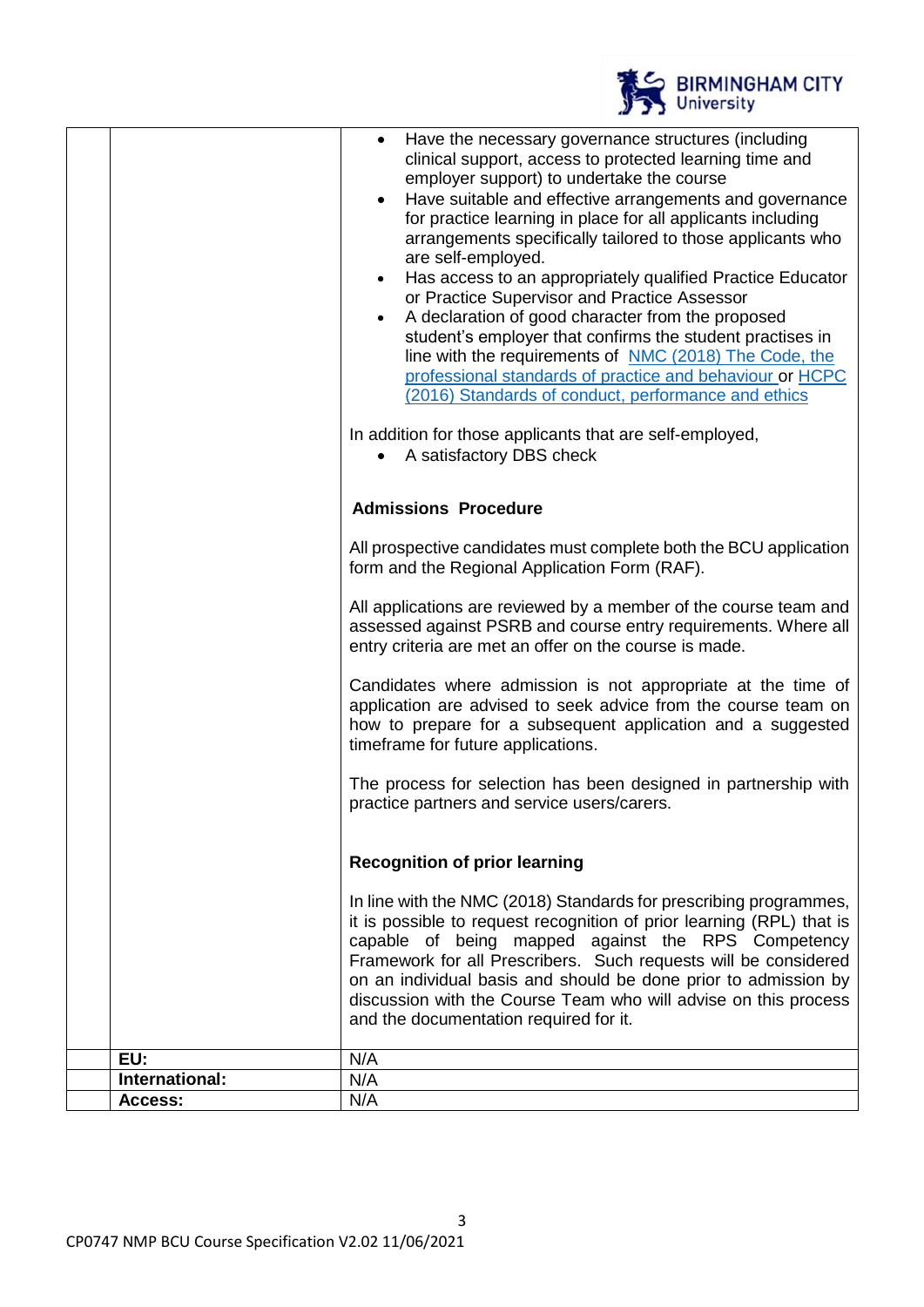| | | |
|---|---|---|
| | | - Have the necessary governance structures (including clinical support, access to protected learning time and employer support) to undertake the course<br>- Have suitable and effective arrangements and governance for practice learning in place for all applicants including arrangements specifically tailored to those applicants who are self-employed.<br>- Has access to an appropriately qualified Practice Educator or Practice Supervisor and Practice Assessor<br>- A declaration of good character from the proposed student's employer that confirms the student practises in line with the requirements of NMC (2018) The Code, the professional standards of practice and behaviour or HCPC (2016) Standards of conduct, performance and ethics<br><br>In addition for those applicants that are self-employed,<br>- A satisfactory DBS check<br><br>**Admissions Procedure**<br><br>All prospective candidates must complete both the BCU application form and the Regional Application Form (RAF).<br><br>All applications are reviewed by a member of the course team and assessed against PSRB and course entry requirements. Where all entry criteria are met an offer on the course is made.<br><br>Candidates where admission is not appropriate at the time of application are advised to seek advice from the course team on how to prepare for a subsequent application and a suggested timeframe for future applications.<br><br>The process for selection has been designed in partnership with practice partners and service users/carers.<br><br>**Recognition of prior learning**<br><br>In line with the NMC (2018) Standards for prescribing programmes, it is possible to request recognition of prior learning (RPL) that is capable of being mapped against the RPS Competency Framework for all Prescribers. Such requests will be considered on an individual basis and should be done prior to admission by discussion with the Course Team who will advise on this process and the documentation required for it. |
| | **EU:** | N/A |
| | **International:** | N/A |
| | **Access:** | N/A |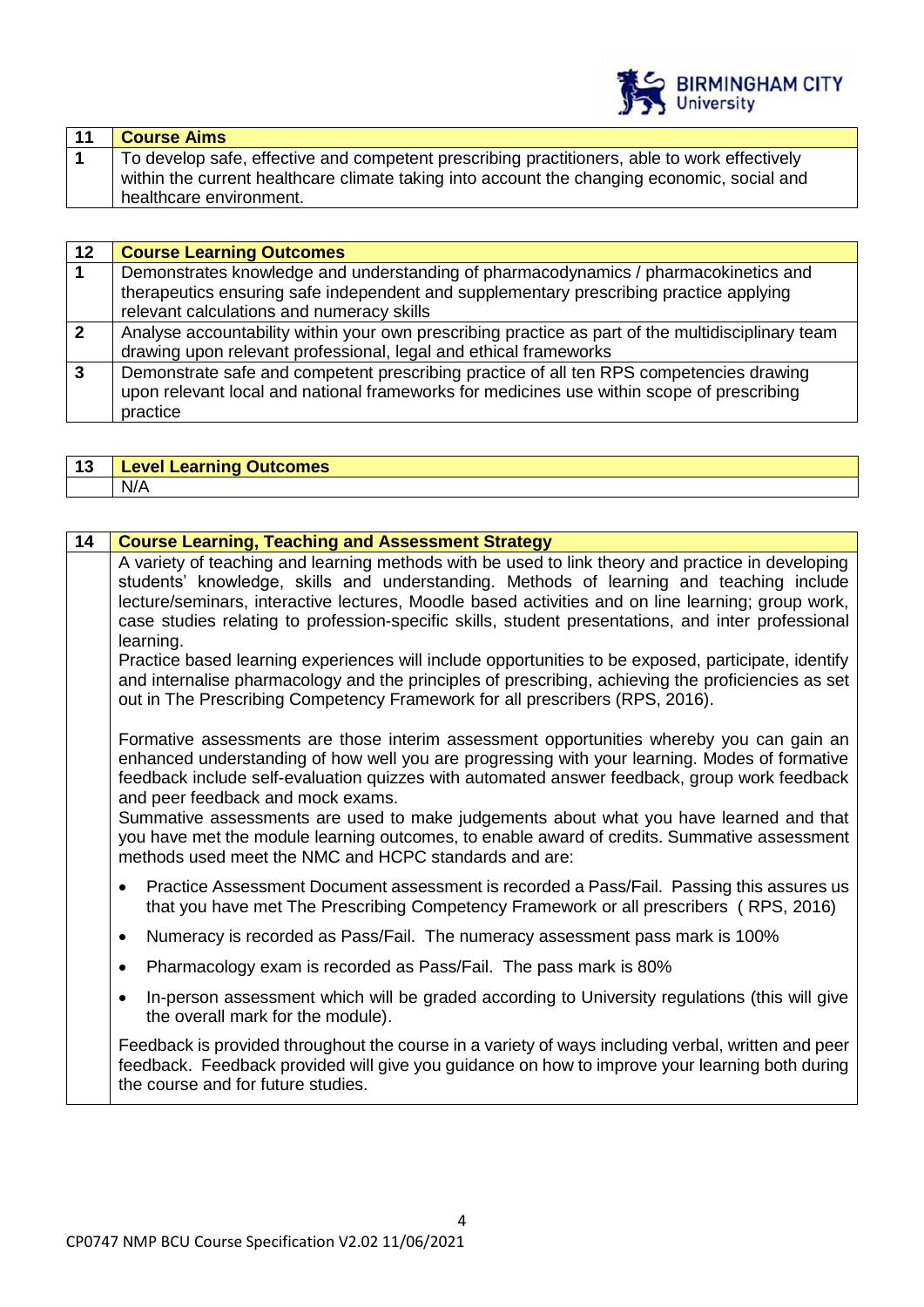| 11 | Course Aims |
|---|---|
| 1 | To develop safe, effective and competent prescribing practitioners, able to work effectively within the current healthcare climate taking into account the changing economic, social and healthcare environment. |

| 12 | Course Learning Outcomes |
|---|---|
| 1 | Demonstrates knowledge and understanding of pharmacodynamics / pharmacokinetics and therapeutics ensuring safe independent and supplementary prescribing practice applying relevant calculations and numeracy skills |
| 2 | Analyse accountability within your own prescribing practice as part of the multidisciplinary team drawing upon relevant professional, legal and ethical frameworks |
| 3 | Demonstrate safe and competent prescribing practice of all ten RPS competencies drawing upon relevant local and national frameworks for medicines use within scope of prescribing practice |

| 13 | Level Learning Outcomes |
|---|---|
| | N/A |

| 14 | Course Learning, Teaching and Assessment Strategy |
|---|---|
| | A variety of teaching and learning methods with be used to link theory and practice in developing students' knowledge, skills and understanding. Methods of learning and teaching include lecture/seminars, interactive lectures, Moodle based activities and on line learning; group work, case studies relating to profession-specific skills, student presentations, and inter professional learning.<br>Practice based learning experiences will include opportunities to be exposed, participate, identify and internalise pharmacology and the principles of prescribing, achieving the proficiencies as set out in The Prescribing Competency Framework for all prescribers (RPS, 2016).<br><br>Formative assessments are those interim assessment opportunities whereby you can gain an enhanced understanding of how well you are progressing with your learning. Modes of formative feedback include self-evaluation quizzes with automated answer feedback, group work feedback and peer feedback and mock exams.<br>Summative assessments are used to make judgements about what you have learned and that you have met the module learning outcomes, to enable award of credits. Summative assessment methods used meet the NMC and HCPC standards and are:<br>• Practice Assessment Document assessment is recorded a Pass/Fail. Passing this assures us that you have met The Prescribing Competency Framework or all prescribers ( RPS, 2016)<br>• Numeracy is recorded as Pass/Fail. The numeracy assessment pass mark is 100%<br>• Pharmacology exam is recorded as Pass/Fail. The pass mark is 80%<br>• In-person assessment which will be graded according to University regulations (this will give the overall mark for the module).<br><br>Feedback is provided throughout the course in a variety of ways including verbal, written and peer feedback. Feedback provided will give you guidance on how to improve your learning both during the course and for future studies. |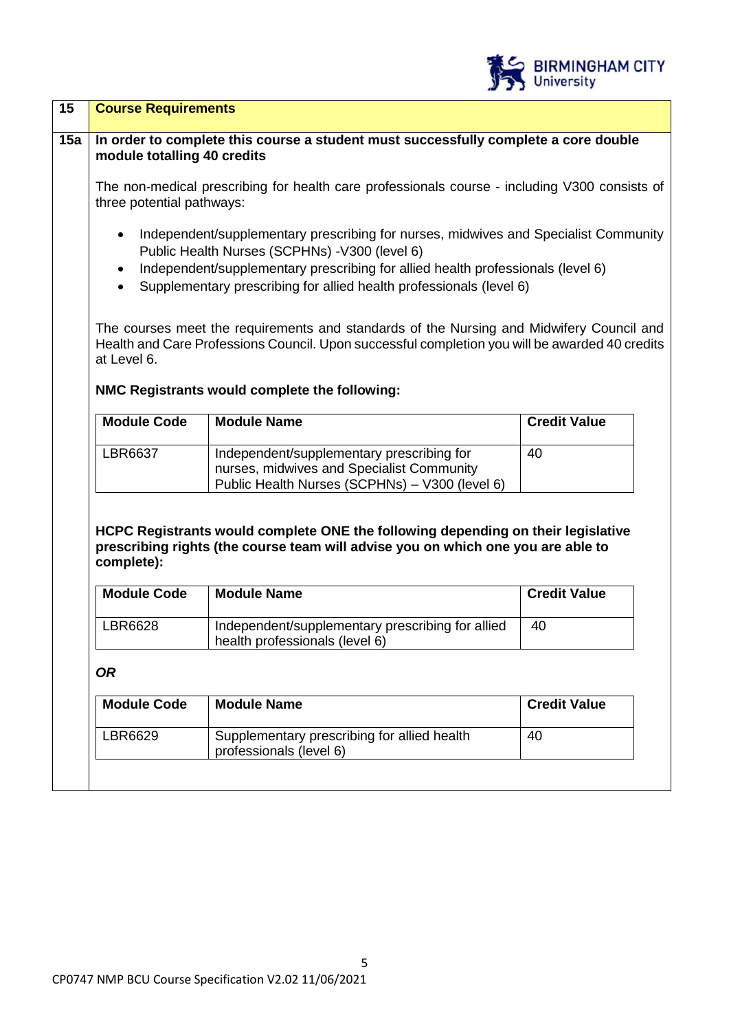## 15 Course Requirements

### 15a In order to complete this course a student must successfully complete a core double module totalling 40 credits

The non-medical prescribing for health care professionals course - including V300 consists of three potential pathways:

- Independent/supplementary prescribing for nurses, midwives and Specialist Community Public Health Nurses (SCPHNs) -V300 (level 6)
- Independent/supplementary prescribing for allied health professionals (level 6)
- Supplementary prescribing for allied health professionals (level 6)

The courses meet the requirements and standards of the Nursing and Midwifery Council and Health and Care Professions Council. Upon successful completion you will be awarded 40 credits at Level 6.

**NMC Registrants would complete the following:**

| Module Code | Module Name | Credit Value |
|---|---|---|
| LBR6637 | Independent/supplementary prescribing for nurses, midwives and Specialist Community Public Health Nurses (SCPHNs) – V300 (level 6) | 40 |

**HCPC Registrants would complete ONE the following depending on their legislative prescribing rights (the course team will advise you on which one you are able to complete):**

| Module Code | Module Name | Credit Value |
|---|---|---|
| LBR6628 | Independent/supplementary prescribing for allied health professionals (level 6) | 40 |

***OR***

| Module Code | Module Name | Credit Value |
|---|---|---|
| LBR6629 | Supplementary prescribing for allied health professionals (level 6) | 40 |

CP0747 NMP BCU Course Specification V2.02 11/06/2021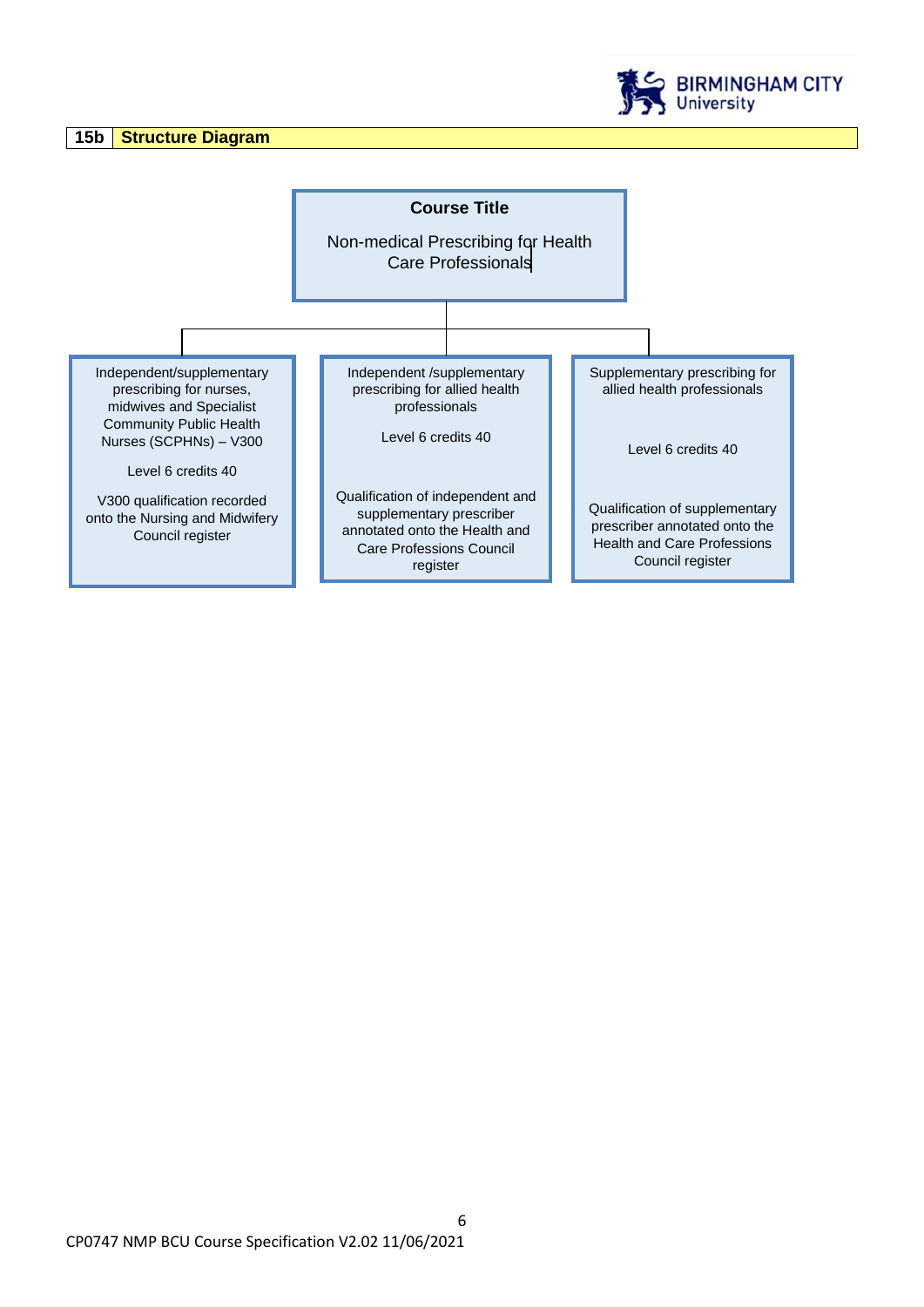## 15b Structure Diagram

**Course Title**

Non-medical Prescribing for Health Care Professionals

- Independent/supplementary prescribing for nurses, midwives and Specialist Community Public Health Nurses (SCPHNs) – V300

  Level 6 credits 40

  V300 qualification recorded onto the Nursing and Midwifery Council register

- Independent /supplementary prescribing for allied health professionals

  Level 6 credits 40

  Qualification of independent and supplementary prescriber annotated onto the Health and Care Professions Council register

- Supplementary prescribing for allied health professionals

  Level 6 credits 40

  Qualification of supplementary prescriber annotated onto the Health and Care Professions Council register

CP0747 NMP BCU Course Specification V2.02 11/06/2021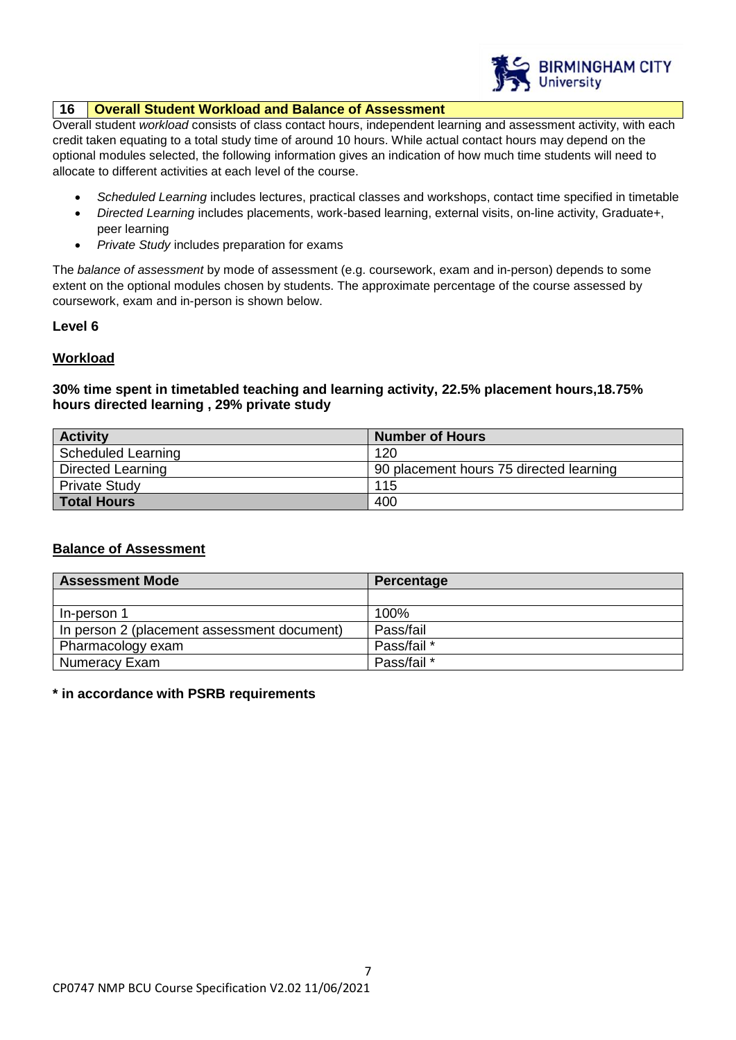## 16 Overall Student Workload and Balance of Assessment

Overall student *workload* consists of class contact hours, independent learning and assessment activity, with each credit taken equating to a total study time of around 10 hours. While actual contact hours may depend on the optional modules selected, the following information gives an indication of how much time students will need to allocate to different activities at each level of the course.

- *Scheduled Learning* includes lectures, practical classes and workshops, contact time specified in timetable
- *Directed Learning* includes placements, work-based learning, external visits, on-line activity, Graduate+, peer learning
- *Private Study* includes preparation for exams

The *balance of assessment* by mode of assessment (e.g. coursework, exam and in-person) depends to some extent on the optional modules chosen by students. The approximate percentage of the course assessed by coursework, exam and in-person is shown below.

### Level 6

#### Workload

**30% time spent in timetabled teaching and learning activity, 22.5% placement hours,18.75% hours directed learning , 29% private study**

| Activity | Number of Hours |
|---|---|
| Scheduled Learning | 120 |
| Directed Learning | 90 placement hours 75 directed learning |
| Private Study | 115 |
| **Total Hours** | 400 |

#### Balance of Assessment

| Assessment Mode | Percentage |
|---|---|
| | |
| In-person 1 | 100% |
| In person 2 (placement assessment document) | Pass/fail |
| Pharmacology exam | Pass/fail * |
| Numeracy Exam | Pass/fail * |

**\* in accordance with PSRB requirements**